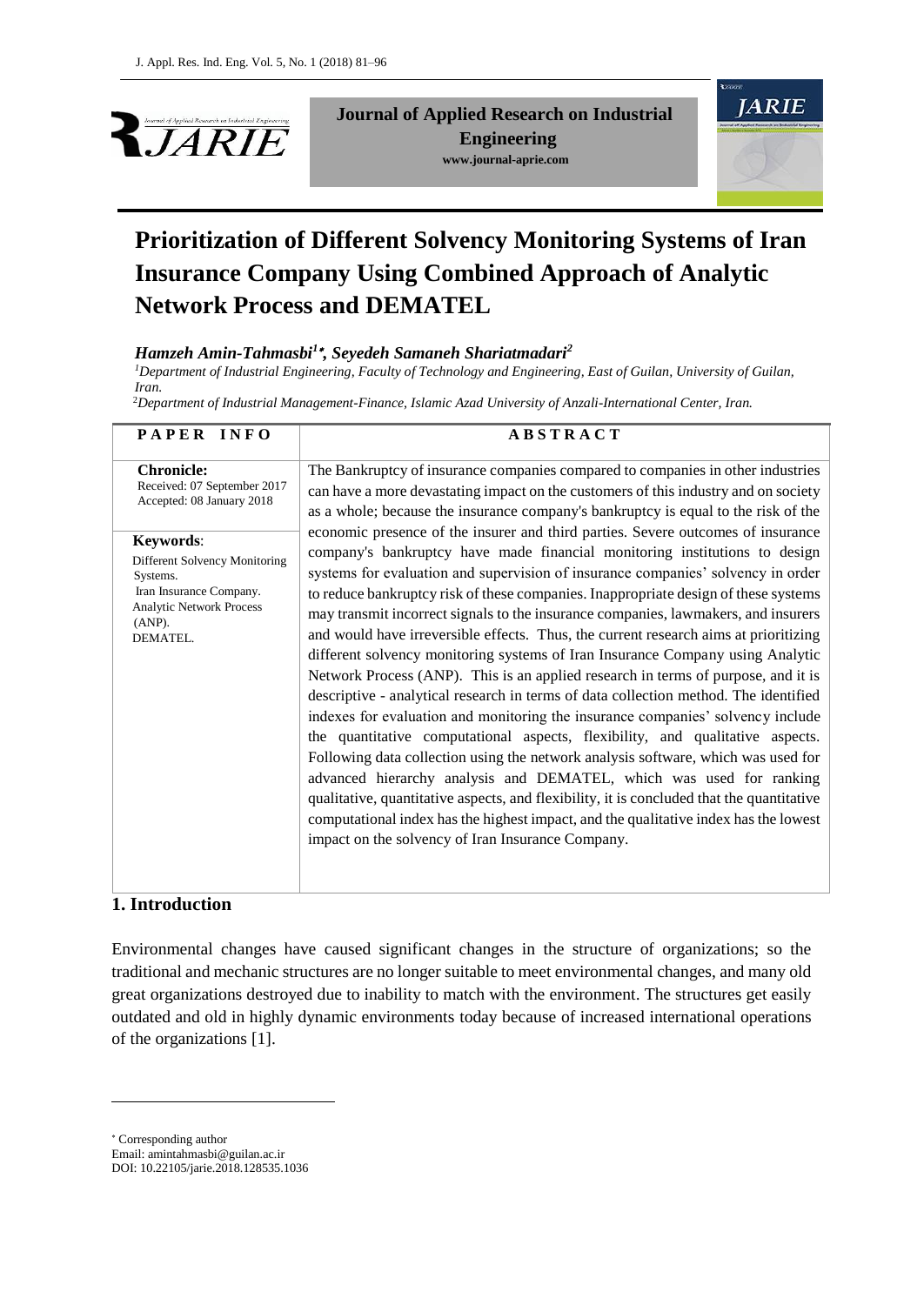**Journal of Applied Research on Industrial Engineering**
**www.journal-aprie.com**

# Prioritization of Different Solvency Monitoring Systems of Iran Insurance Company Using Combined Approach of Analytic Network Process and DEMATEL

***Hamzeh Amin-Tahmasbi[1]\*, Seyedeh Samaneh Shariatmadari[2]***

[1]*Department of Industrial Engineering, Faculty of Technology and Engineering, East of Guilan, University of Guilan, Iran.*

[2]*Department of Industrial Management-Finance, Islamic Azad University of Anzali-International Center, Iran.*

| PAPER INFO | ABSTRACT |
|---|---|
| **Chronicle:** Received: 07 September 2017 Accepted: 08 January 2018 **Keywords**: Different Solvency Monitoring Systems. Iran Insurance Company. Analytic Network Process (ANP). DEMATEL. | The Bankruptcy of insurance companies compared to companies in other industries can have a more devastating impact on the customers of this industry and on society as a whole; because the insurance company's bankruptcy is equal to the risk of the economic presence of the insurer and third parties. Severe outcomes of insurance company's bankruptcy have made financial monitoring institutions to design systems for evaluation and supervision of insurance companies' solvency in order to reduce bankruptcy risk of these companies. Inappropriate design of these systems may transmit incorrect signals to the insurance companies, lawmakers, and insurers and would have irreversible effects. Thus, the current research aims at prioritizing different solvency monitoring systems of Iran Insurance Company using Analytic Network Process (ANP). This is an applied research in terms of purpose, and it is descriptive - analytical research in terms of data collection method. The identified indexes for evaluation and monitoring the insurance companies' solvency include the quantitative computational aspects, flexibility, and qualitative aspects. Following data collection using the network analysis software, which was used for advanced hierarchy analysis and DEMATEL, which was used for ranking qualitative, quantitative aspects, and flexibility, it is concluded that the quantitative computational index has the highest impact, and the qualitative index has the lowest impact on the solvency of Iran Insurance Company. |

## 1. Introduction

Environmental changes have caused significant changes in the structure of organizations; so the traditional and mechanic structures are no longer suitable to meet environmental changes, and many old great organizations destroyed due to inability to match with the environment. The structures get easily outdated and old in highly dynamic environments today because of increased international operations of the organizations [1].

---

\* Corresponding author
Email: amintahmasbi@guilan.ac.ir
DOI: 10.22105/jarie.2018.128535.1036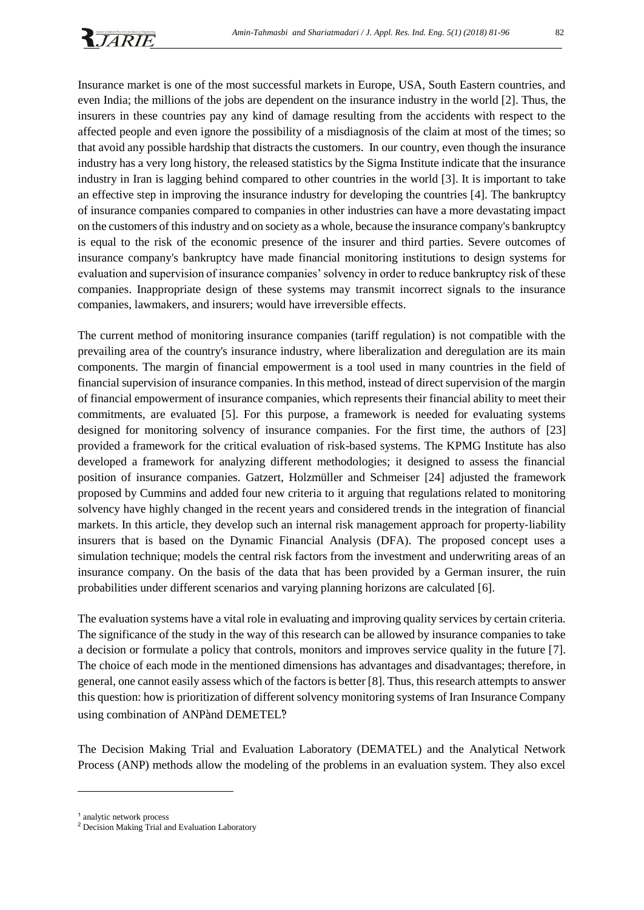Insurance market is one of the most successful markets in Europe, USA, South Eastern countries, and even India; the millions of the jobs are dependent on the insurance industry in the world [2]. Thus, the insurers in these countries pay any kind of damage resulting from the accidents with respect to the affected people and even ignore the possibility of a misdiagnosis of the claim at most of the times; so that avoid any possible hardship that distracts the customers. In our country, even though the insurance industry has a very long history, the released statistics by the Sigma Institute indicate that the insurance industry in Iran is lagging behind compared to other countries in the world [3]. It is important to take an effective step in improving the insurance industry for developing the countries [4]. The bankruptcy of insurance companies compared to companies in other industries can have a more devastating impact on the customers of this industry and on society as a whole, because the insurance company's bankruptcy is equal to the risk of the economic presence of the insurer and third parties. Severe outcomes of insurance company's bankruptcy have made financial monitoring institutions to design systems for evaluation and supervision of insurance companies' solvency in order to reduce bankruptcy risk of these companies. Inappropriate design of these systems may transmit incorrect signals to the insurance companies, lawmakers, and insurers; would have irreversible effects.

The current method of monitoring insurance companies (tariff regulation) is not compatible with the prevailing area of the country's insurance industry, where liberalization and deregulation are its main components. The margin of financial empowerment is a tool used in many countries in the field of financial supervision of insurance companies. In this method, instead of direct supervision of the margin of financial empowerment of insurance companies, which represents their financial ability to meet their commitments, are evaluated [5]. For this purpose, a framework is needed for evaluating systems designed for monitoring solvency of insurance companies. For the first time, the authors of [23] provided a framework for the critical evaluation of risk-based systems. The KPMG Institute has also developed a framework for analyzing different methodologies; it designed to assess the financial position of insurance companies. Gatzert, Holzmüller and Schmeiser [24] adjusted the framework proposed by Cummins and added four new criteria to it arguing that regulations related to monitoring solvency have highly changed in the recent years and considered trends in the integration of financial markets. In this article, they develop such an internal risk management approach for property-liability insurers that is based on the Dynamic Financial Analysis (DFA). The proposed concept uses a simulation technique; models the central risk factors from the investment and underwriting areas of an insurance company. On the basis of the data that has been provided by a German insurer, the ruin probabilities under different scenarios and varying planning horizons are calculated [6].

The evaluation systems have a vital role in evaluating and improving quality services by certain criteria. The significance of the study in the way of this research can be allowed by insurance companies to take a decision or formulate a policy that controls, monitors and improves service quality in the future [7]. The choice of each mode in the mentioned dimensions has advantages and disadvantages; therefore, in general, one cannot easily assess which of the factors is better [8]. Thus, this research attempts to answer this question: how is prioritization of different solvency monitoring systems of Iran Insurance Company using combination of ANP[1] and DEMETEL[2]?

The Decision Making Trial and Evaluation Laboratory (DEMATEL) and the Analytical Network Process (ANP) methods allow the modeling of the problems in an evaluation system. They also excel

---

[1] analytic network process

[2] Decision Making Trial and Evaluation Laboratory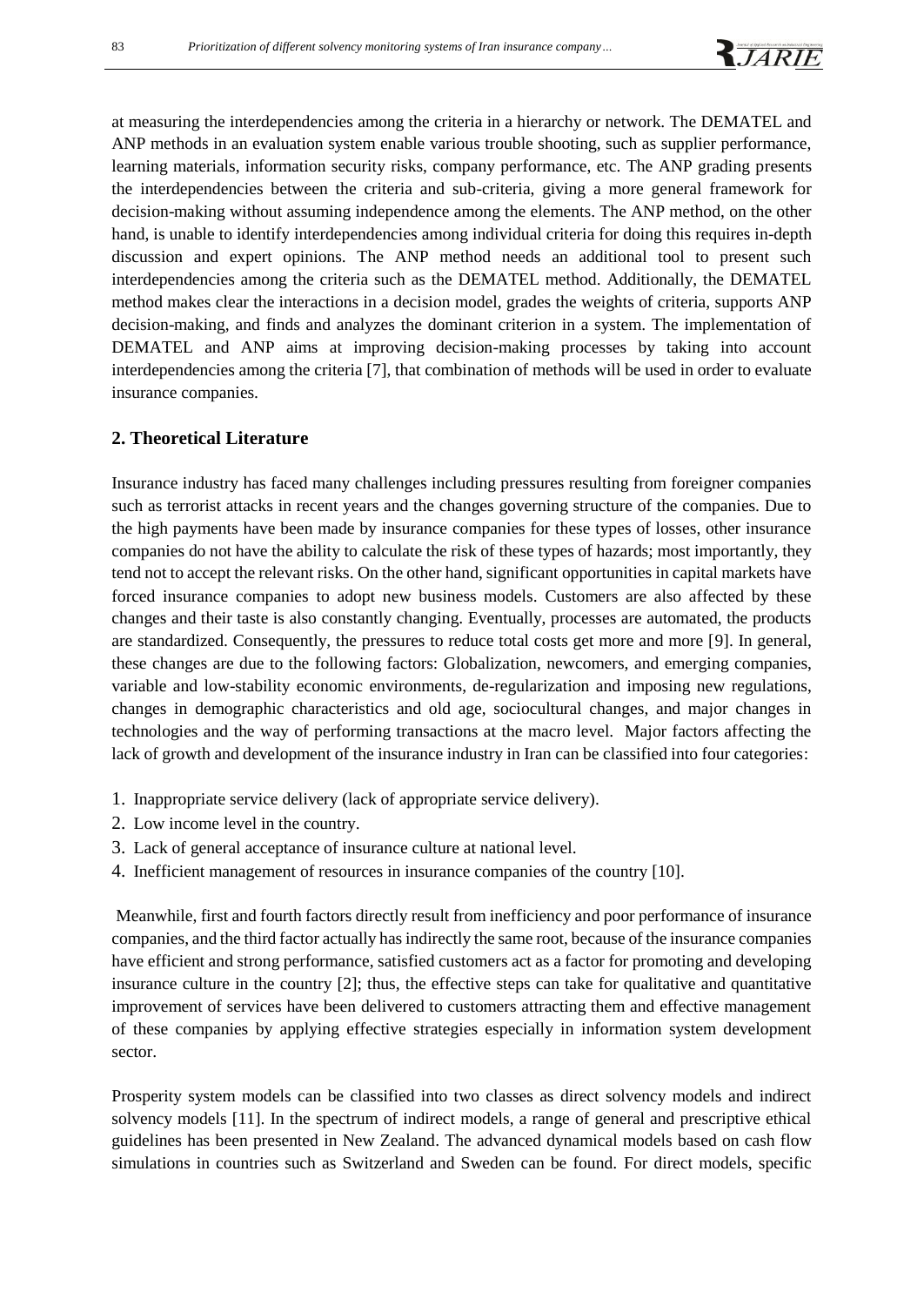at measuring the interdependencies among the criteria in a hierarchy or network. The DEMATEL and ANP methods in an evaluation system enable various trouble shooting, such as supplier performance, learning materials, information security risks, company performance, etc. The ANP grading presents the interdependencies between the criteria and sub-criteria, giving a more general framework for decision-making without assuming independence among the elements. The ANP method, on the other hand, is unable to identify interdependencies among individual criteria for doing this requires in-depth discussion and expert opinions. The ANP method needs an additional tool to present such interdependencies among the criteria such as the DEMATEL method. Additionally, the DEMATEL method makes clear the interactions in a decision model, grades the weights of criteria, supports ANP decision-making, and finds and analyzes the dominant criterion in a system. The implementation of DEMATEL and ANP aims at improving decision-making processes by taking into account interdependencies among the criteria [7], that combination of methods will be used in order to evaluate insurance companies.

## 2. Theoretical Literature

Insurance industry has faced many challenges including pressures resulting from foreigner companies such as terrorist attacks in recent years and the changes governing structure of the companies. Due to the high payments have been made by insurance companies for these types of losses, other insurance companies do not have the ability to calculate the risk of these types of hazards; most importantly, they tend not to accept the relevant risks. On the other hand, significant opportunities in capital markets have forced insurance companies to adopt new business models. Customers are also affected by these changes and their taste is also constantly changing. Eventually, processes are automated, the products are standardized. Consequently, the pressures to reduce total costs get more and more [9]. In general, these changes are due to the following factors: Globalization, newcomers, and emerging companies, variable and low-stability economic environments, de-regularization and imposing new regulations, changes in demographic characteristics and old age, sociocultural changes, and major changes in technologies and the way of performing transactions at the macro level. Major factors affecting the lack of growth and development of the insurance industry in Iran can be classified into four categories:

1. Inappropriate service delivery (lack of appropriate service delivery).
2. Low income level in the country.
3. Lack of general acceptance of insurance culture at national level.
4. Inefficient management of resources in insurance companies of the country [10].

Meanwhile, first and fourth factors directly result from inefficiency and poor performance of insurance companies, and the third factor actually has indirectly the same root, because of the insurance companies have efficient and strong performance, satisfied customers act as a factor for promoting and developing insurance culture in the country [2]; thus, the effective steps can take for qualitative and quantitative improvement of services have been delivered to customers attracting them and effective management of these companies by applying effective strategies especially in information system development sector.

Prosperity system models can be classified into two classes as direct solvency models and indirect solvency models [11]. In the spectrum of indirect models, a range of general and prescriptive ethical guidelines has been presented in New Zealand. The advanced dynamical models based on cash flow simulations in countries such as Switzerland and Sweden can be found. For direct models, specific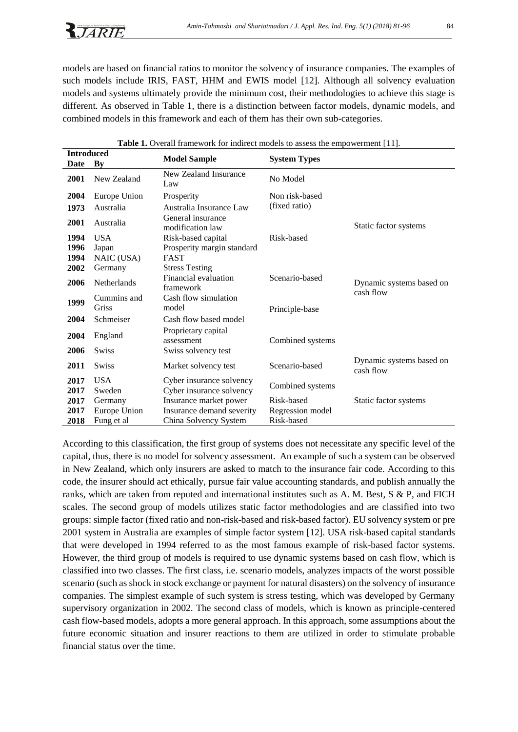models are based on financial ratios to monitor the solvency of insurance companies. The examples of such models include IRIS, FAST, HHM and EWIS model [12]. Although all solvency evaluation models and systems ultimately provide the minimum cost, their methodologies to achieve this stage is different. As observed in Table 1, there is a distinction between factor models, dynamic models, and combined models in this framework and each of them has their own sub-categories.

**Table 1.** Overall framework for indirect models to assess the empowerment [11].

| Introduced | | Model Sample | System Types | |
|---|---|---|---|---|
| **Date** | **By** | | | |
| **2001** | New Zealand | New Zealand Insurance Law | No Model | |
| **2004** | Europe Union | Prosperity | Non risk-based (fixed ratio) | Static factor systems |
| **1973** | Australia | Australia Insurance Law | | |
| **2001** | Australia | General insurance modification law | Risk-based | |
| **1994** | USA | Risk-based capital | | |
| **1996** | Japan | Prosperity margin standard | | |
| **1994** | NAIC (USA) | FAST | | |
| **2002** | Germany | Stress Testing | Scenario-based | Dynamic systems based on cash flow |
| **2006** | Netherlands | Financial evaluation framework | | |
| **1999** | Cummins and Griss | Cash flow simulation model | Principle-base | |
| **2004** | Schmeiser | Cash flow based model | | |
| **2004** | England | Proprietary capital assessment | Combined systems | |
| **2006** | Swiss | Swiss solvency test | | |
| **2011** | Swiss | Market solvency test | Scenario-based | Dynamic systems based on cash flow |
| **2017** | USA | Cyber insurance solvency | Combined systems | |
| **2017** | Sweden | Cyber insurance solvency | | |
| **2017** | Germany | Insurance market power | Risk-based | Static factor systems |
| **2017** | Europe Union | Insurance demand severity | Regression model | |
| **2018** | Fung et al | China Solvency System | Risk-based | |

According to this classification, the first group of systems does not necessitate any specific level of the capital, thus, there is no model for solvency assessment. An example of such a system can be observed in New Zealand, which only insurers are asked to match to the insurance fair code. According to this code, the insurer should act ethically, pursue fair value accounting standards, and publish annually the ranks, which are taken from reputed and international institutes such as A. M. Best, S & P, and FICH scales. The second group of models utilizes static factor methodologies and are classified into two groups: simple factor (fixed ratio and non-risk-based and risk-based factor). EU solvency system or pre 2001 system in Australia are examples of simple factor system [12]. USA risk-based capital standards that were developed in 1994 referred to as the most famous example of risk-based factor systems. However, the third group of models is required to use dynamic systems based on cash flow, which is classified into two classes. The first class, i.e. scenario models, analyzes impacts of the worst possible scenario (such as shock in stock exchange or payment for natural disasters) on the solvency of insurance companies. The simplest example of such system is stress testing, which was developed by Germany supervisory organization in 2002. The second class of models, which is known as principle-centered cash flow-based models, adopts a more general approach. In this approach, some assumptions about the future economic situation and insurer reactions to them are utilized in order to stimulate probable financial status over the time.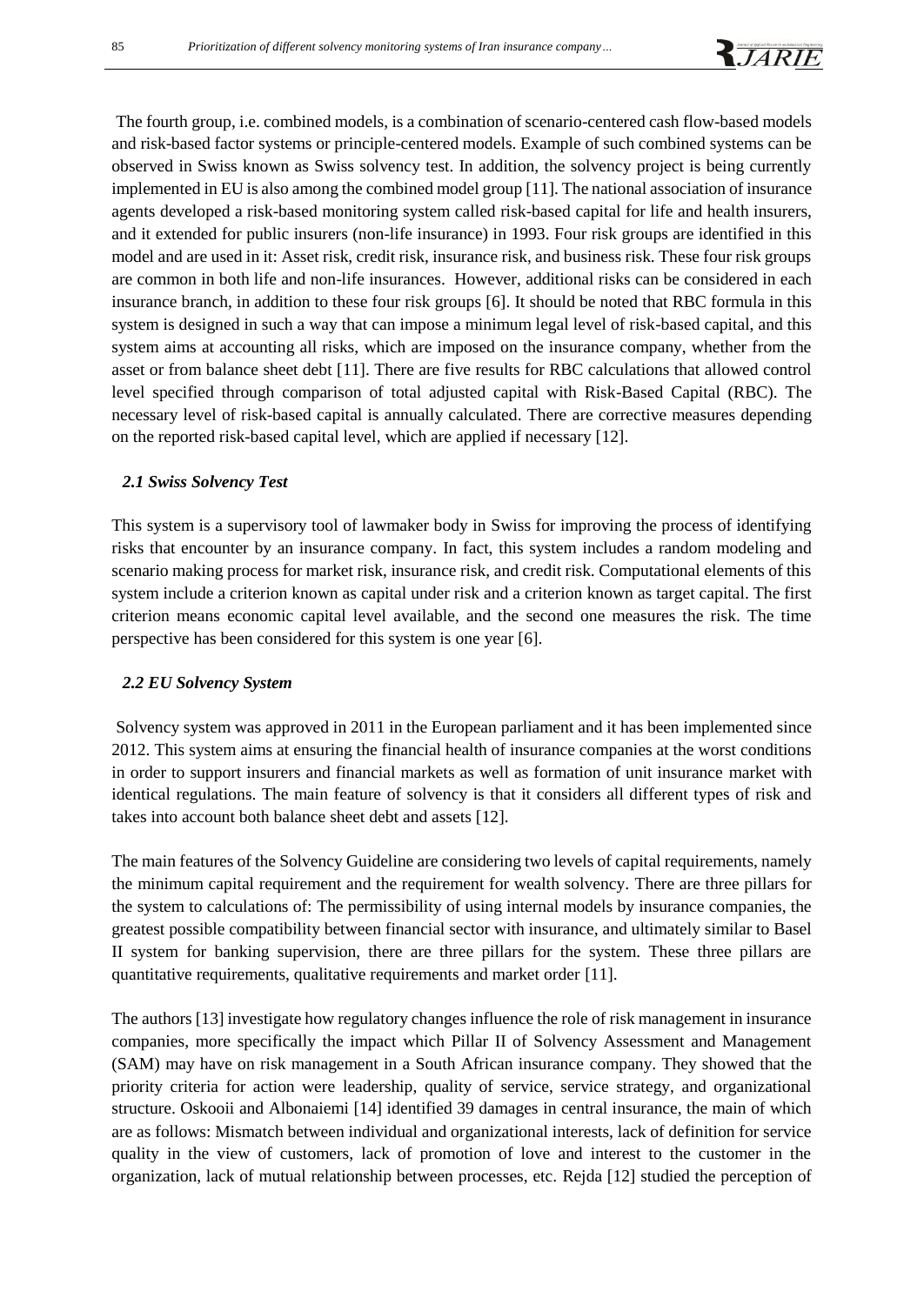The fourth group, i.e. combined models, is a combination of scenario-centered cash flow-based models and risk-based factor systems or principle-centered models. Example of such combined systems can be observed in Swiss known as Swiss solvency test. In addition, the solvency project is being currently implemented in EU is also among the combined model group [11]. The national association of insurance agents developed a risk-based monitoring system called risk-based capital for life and health insurers, and it extended for public insurers (non-life insurance) in 1993. Four risk groups are identified in this model and are used in it: Asset risk, credit risk, insurance risk, and business risk. These four risk groups are common in both life and non-life insurances. However, additional risks can be considered in each insurance branch, in addition to these four risk groups [6]. It should be noted that RBC formula in this system is designed in such a way that can impose a minimum legal level of risk-based capital, and this system aims at accounting all risks, which are imposed on the insurance company, whether from the asset or from balance sheet debt [11]. There are five results for RBC calculations that allowed control level specified through comparison of total adjusted capital with Risk-Based Capital (RBC). The necessary level of risk-based capital is annually calculated. There are corrective measures depending on the reported risk-based capital level, which are applied if necessary [12].

### *2.1 Swiss Solvency Test*

This system is a supervisory tool of lawmaker body in Swiss for improving the process of identifying risks that encounter by an insurance company. In fact, this system includes a random modeling and scenario making process for market risk, insurance risk, and credit risk. Computational elements of this system include a criterion known as capital under risk and a criterion known as target capital. The first criterion means economic capital level available, and the second one measures the risk. The time perspective has been considered for this system is one year [6].

### *2.2 EU Solvency System*

Solvency system was approved in 2011 in the European parliament and it has been implemented since 2012. This system aims at ensuring the financial health of insurance companies at the worst conditions in order to support insurers and financial markets as well as formation of unit insurance market with identical regulations. The main feature of solvency is that it considers all different types of risk and takes into account both balance sheet debt and assets [12].

The main features of the Solvency Guideline are considering two levels of capital requirements, namely the minimum capital requirement and the requirement for wealth solvency. There are three pillars for the system to calculations of: The permissibility of using internal models by insurance companies, the greatest possible compatibility between financial sector with insurance, and ultimately similar to Basel II system for banking supervision, there are three pillars for the system. These three pillars are quantitative requirements, qualitative requirements and market order [11].

The authors [13] investigate how regulatory changes influence the role of risk management in insurance companies, more specifically the impact which Pillar II of Solvency Assessment and Management (SAM) may have on risk management in a South African insurance company. They showed that the priority criteria for action were leadership, quality of service, service strategy, and organizational structure. Oskooii and Albonaiemi [14] identified 39 damages in central insurance, the main of which are as follows: Mismatch between individual and organizational interests, lack of definition for service quality in the view of customers, lack of promotion of love and interest to the customer in the organization, lack of mutual relationship between processes, etc. Rejda [12] studied the perception of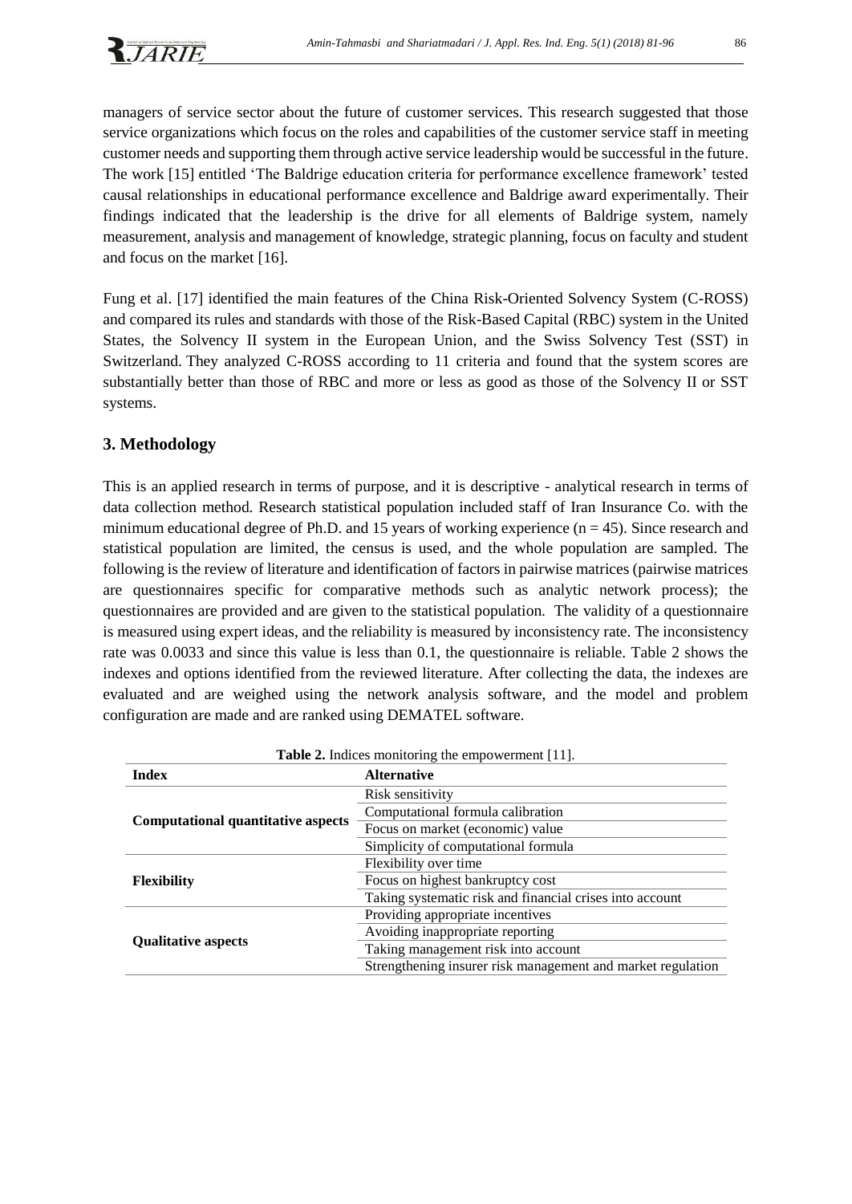managers of service sector about the future of customer services. This research suggested that those service organizations which focus on the roles and capabilities of the customer service staff in meeting customer needs and supporting them through active service leadership would be successful in the future. The work [15] entitled 'The Baldrige education criteria for performance excellence framework' tested causal relationships in educational performance excellence and Baldrige award experimentally. Their findings indicated that the leadership is the drive for all elements of Baldrige system, namely measurement, analysis and management of knowledge, strategic planning, focus on faculty and student and focus on the market [16].

Fung et al. [17] identified the main features of the China Risk-Oriented Solvency System (C-ROSS) and compared its rules and standards with those of the Risk-Based Capital (RBC) system in the United States, the Solvency II system in the European Union, and the Swiss Solvency Test (SST) in Switzerland. They analyzed C-ROSS according to 11 criteria and found that the system scores are substantially better than those of RBC and more or less as good as those of the Solvency II or SST systems.

## 3. Methodology

This is an applied research in terms of purpose, and it is descriptive - analytical research in terms of data collection method. Research statistical population included staff of Iran Insurance Co. with the minimum educational degree of Ph.D. and 15 years of working experience ($n = 45$). Since research and statistical population are limited, the census is used, and the whole population are sampled. The following is the review of literature and identification of factors in pairwise matrices (pairwise matrices are questionnaires specific for comparative methods such as analytic network process); the questionnaires are provided and are given to the statistical population. The validity of a questionnaire is measured using expert ideas, and the reliability is measured by inconsistency rate. The inconsistency rate was 0.0033 and since this value is less than 0.1, the questionnaire is reliable. Table 2 shows the indexes and options identified from the reviewed literature. After collecting the data, the indexes are evaluated and are weighed using the network analysis software, and the model and problem configuration are made and are ranked using DEMATEL software.

**Table 2.** Indices monitoring the empowerment [11].

| Index | Alternative |
|---|---|
| **Computational quantitative aspects** | Risk sensitivity |
| | Computational formula calibration |
| | Focus on market (economic) value |
| | Simplicity of computational formula |
| **Flexibility** | Flexibility over time |
| | Focus on highest bankruptcy cost |
| | Taking systematic risk and financial crises into account |
| **Qualitative aspects** | Providing appropriate incentives |
| | Avoiding inappropriate reporting |
| | Taking management risk into account |
| | Strengthening insurer risk management and market regulation |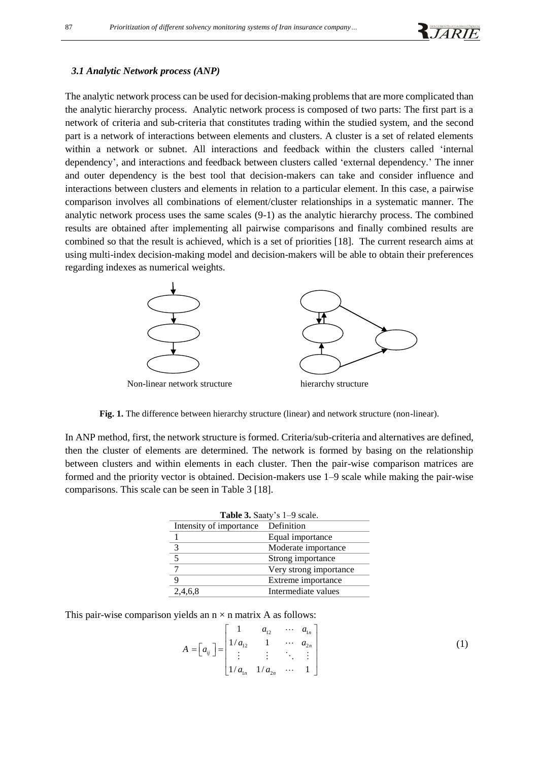### *3.1 Analytic Network process (ANP)*

The analytic network process can be used for decision-making problems that are more complicated than the analytic hierarchy process. Analytic network process is composed of two parts: The first part is a network of criteria and sub-criteria that constitutes trading within the studied system, and the second part is a network of interactions between elements and clusters. A cluster is a set of related elements within a network or subnet. All interactions and feedback within the clusters called 'internal dependency', and interactions and feedback between clusters called 'external dependency.' The inner and outer dependency is the best tool that decision-makers can take and consider influence and interactions between clusters and elements in relation to a particular element. In this case, a pairwise comparison involves all combinations of element/cluster relationships in a systematic manner. The analytic network process uses the same scales (9-1) as the analytic hierarchy process. The combined results are obtained after implementing all pairwise comparisons and finally combined results are combined so that the result is achieved, which is a set of priorities [18]. The current research aims at using multi-index decision-making model and decision-makers will be able to obtain their preferences regarding indexes as numerical weights.

Non-linear network structure hierarchy structure

**Fig. 1.** The difference between hierarchy structure (linear) and network structure (non-linear).

In ANP method, first, the network structure is formed. Criteria/sub-criteria and alternatives are defined, then the cluster of elements are determined. The network is formed by basing on the relationship between clusters and within elements in each cluster. Then the pair-wise comparison matrices are formed and the priority vector is obtained. Decision-makers use 1–9 scale while making the pair-wise comparisons. This scale can be seen in Table 3 [18].

**Table 3.** Saaty's 1–9 scale.

| Intensity of importance | Definition |
|---|---|
| 1 | Equal importance |
| 3 | Moderate importance |
| 5 | Strong importance |
| 7 | Very strong importance |
| 9 | Extreme importance |
| 2,4,6,8 | Intermediate values |

This pair-wise comparison yields an $n \times n$ matrix A as follows:

$$A = \left[a_{ij}\right] = \begin{bmatrix} 1 & a_{12} & \cdots & a_{1n} \\ 1/a_{12} & 1 & \cdots & a_{2n} \\ \vdots & \vdots & \ddots & \vdots \\ 1/a_{1n} & 1/a_{2n} & \cdots & 1 \end{bmatrix} \tag{1}$$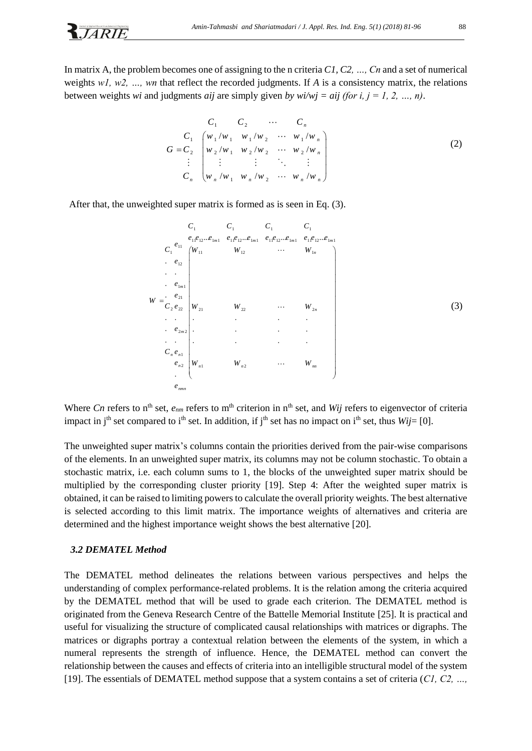In matrix A, the problem becomes one of assigning to the n criteria $C1, C2, \ldots, Cn$ and a set of numerical weights $w1, w2, \ldots, wn$ that reflect the recorded judgments. If $A$ is a consistency matrix, the relations between weights $wi$ and judgments $aij$ are simply given *by* $wi/wj = aij$ *(for* $i, j = 1, 2, \ldots, n$*)*.

$$
G = \begin{array}{c} \\ C_1 \\ C_2 \\ \vdots \\ C_n \end{array}
\begin{array}{c} \begin{array}{cccc} C_1 & C_2 & \cdots & C_n \end{array} \\
\begin{pmatrix} w_1/w_1 & w_1/w_2 & \cdots & w_1/w_n \\ w_2/w_1 & w_2/w_2 & \cdots & w_2/w_n \\ \vdots & \vdots & \ddots & \vdots \\ w_n/w_1 & w_n/w_2 & \cdots & w_n/w_n \end{pmatrix} \end{array} \tag{2}
$$

After that, the unweighted super matrix is formed as is seen in Eq. (3).

$$
W = \begin{array}{cc} C_1 & \begin{array}{c} e_{11} \\ e_{12} \\ \vdots \\ e_{1m1} \end{array} \\ C_2 & \begin{array}{c} e_{21} \\ e_{22} \\ \vdots \\ e_{2m2} \end{array} \\ C_n & \begin{array}{c} e_{n1} \\ e_{n2} \\ \vdots \\ e_{nmn} \end{array} \end{array}
\begin{array}{c} \begin{array}{cccc} C_1 & C_1 & C_1 & C_1 \\ e_{11}e_{12}..e_{1m1} & e_{11}e_{12}..e_{1m1} & e_{11}e_{12}..e_{1m1} & e_{11}e_{12}..e_{1m1} \end{array} \\
\begin{pmatrix} W_{11} & W_{12} & \cdots & W_{1n} \\ W_{21} & W_{22} & \cdots & W_{2n} \\ \vdots & \vdots & \vdots & \vdots \\ W_{n1} & W_{n2} & \cdots & W_{nn} \end{pmatrix} \end{array} \tag{3}
$$

Where $Cn$ refers to n[th] set, $e_{nm}$ refers to m[th] criterion in n[th] set, and $Wij$ refers to eigenvector of criteria impact in j[th] set compared to i[th] set. In addition, if j[th] set has no impact on i[th] set, thus $Wij$= [0].

The unweighted super matrix's columns contain the priorities derived from the pair-wise comparisons of the elements. In an unweighted super matrix, its columns may not be column stochastic. To obtain a stochastic matrix, i.e. each column sums to 1, the blocks of the unweighted super matrix should be multiplied by the corresponding cluster priority [19]. Step 4: After the weighted super matrix is obtained, it can be raised to limiting powers to calculate the overall priority weights. The best alternative is selected according to this limit matrix. The importance weights of alternatives and criteria are determined and the highest importance weight shows the best alternative [20].

### *3.2 DEMATEL Method*

The DEMATEL method delineates the relations between various perspectives and helps the understanding of complex performance-related problems. It is the relation among the criteria acquired by the DEMATEL method that will be used to grade each criterion. The DEMATEL method is originated from the Geneva Research Centre of the Battelle Memorial Institute [25]. It is practical and useful for visualizing the structure of complicated causal relationships with matrices or digraphs. The matrices or digraphs portray a contextual relation between the elements of the system, in which a numeral represents the strength of influence. Hence, the DEMATEL method can convert the relationship between the causes and effects of criteria into an intelligible structural model of the system [19]. The essentials of DEMATEL method suppose that a system contains a set of criteria ($C1, C2, \ldots,$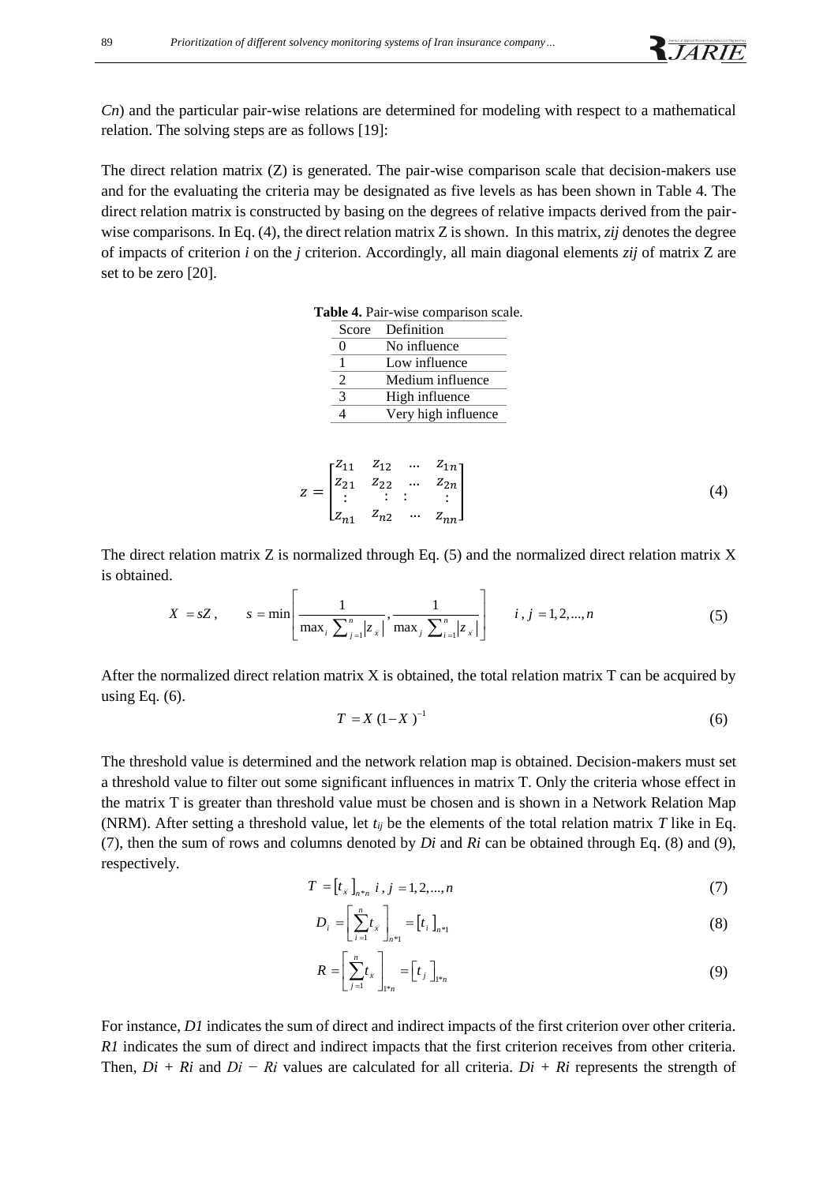*Cn*) and the particular pair-wise relations are determined for modeling with respect to a mathematical relation. The solving steps are as follows [19]:

The direct relation matrix (Z) is generated. The pair-wise comparison scale that decision-makers use and for the evaluating the criteria may be designated as five levels as has been shown in Table 4. The direct relation matrix is constructed by basing on the degrees of relative impacts derived from the pair-wise comparisons. In Eq. (4), the direct relation matrix Z is shown. In this matrix, $z_{ij}$ denotes the degree of impacts of criterion *i* on the *j* criterion. Accordingly, all main diagonal elements $z_{ij}$ of matrix Z are set to be zero [20].

**Table 4.** Pair-wise comparison scale.

| Score | Definition |
|---|---|
| 0 | No influence |
| 1 | Low influence |
| 2 | Medium influence |
| 3 | High influence |
| 4 | Very high influence |

$$z = \begin{bmatrix} z_{11} & z_{12} & \dots & z_{1n} \\ z_{21} & z_{22} & \dots & z_{2n} \\ \vdots & \vdots & \vdots & \vdots \\ z_{n1} & z_{n2} & \dots & z_{nn} \end{bmatrix} \tag{4}$$

The direct relation matrix Z is normalized through Eq. (5) and the normalized direct relation matrix X is obtained.

$$X = sZ, \qquad s = \min\left[\frac{1}{\max_i \sum_{j=1}^{n}|z_{ij}|}, \frac{1}{\max_j \sum_{i=1}^{n}|z_{ij}|}\right] \qquad i, j = 1, 2, \dots, n \tag{5}$$

After the normalized direct relation matrix X is obtained, the total relation matrix T can be acquired by using Eq. (6).

$$T = X\,(1 - X)^{-1} \tag{6}$$

The threshold value is determined and the network relation map is obtained. Decision-makers must set a threshold value to filter out some significant influences in matrix T. Only the criteria whose effect in the matrix T is greater than threshold value must be chosen and is shown in a Network Relation Map (NRM). After setting a threshold value, let $t_{ij}$ be the elements of the total relation matrix *T* like in Eq. (7), then the sum of rows and columns denoted by *Di* and *Ri* can be obtained through Eq. (8) and (9), respectively.

$$T = \left[t_{ij}\right]_{n*n} \; i, j = 1, 2, \dots, n \tag{7}$$

$$D_i = \left[\sum_{i=1}^{n} t_{ij}\right]_{n*1} = \left[t_i\right]_{n*1} \tag{8}$$

$$R = \left[\sum_{j=1}^{n} t_{ij}\right]_{1*n} = \left[t_j\right]_{1*n} \tag{9}$$

For instance, *D1* indicates the sum of direct and indirect impacts of the first criterion over other criteria. *R1* indicates the sum of direct and indirect impacts that the first criterion receives from other criteria. Then, *Di* + *Ri* and *Di* − *Ri* values are calculated for all criteria. *Di* + *Ri* represents the strength of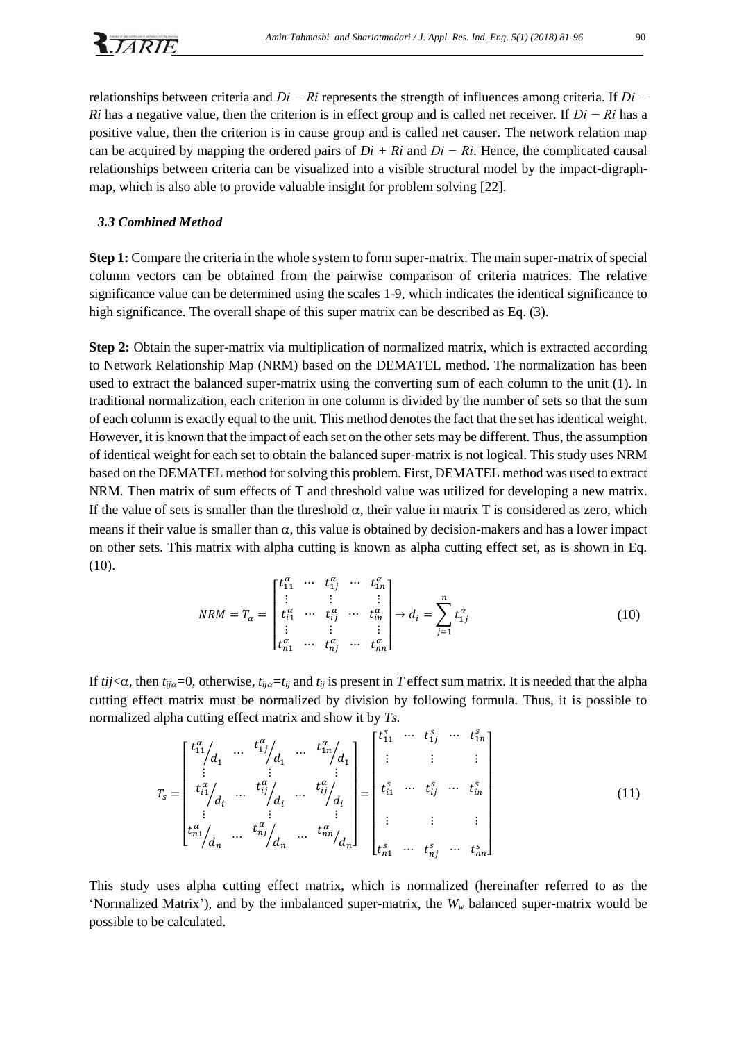relationships between criteria and $Di - Ri$ represents the strength of influences among criteria. If $Di - Ri$ has a negative value, then the criterion is in effect group and is called net receiver. If $Di - Ri$ has a positive value, then the criterion is in cause group and is called net causer. The network relation map can be acquired by mapping the ordered pairs of $Di + Ri$ and $Di - Ri$. Hence, the complicated causal relationships between criteria can be visualized into a visible structural model by the impact-digraph-map, which is also able to provide valuable insight for problem solving [22].

### *3.3 Combined Method*

**Step 1:** Compare the criteria in the whole system to form super-matrix. The main super-matrix of special column vectors can be obtained from the pairwise comparison of criteria matrices. The relative significance value can be determined using the scales 1-9, which indicates the identical significance to high significance. The overall shape of this super matrix can be described as Eq. (3).

**Step 2:** Obtain the super-matrix via multiplication of normalized matrix, which is extracted according to Network Relationship Map (NRM) based on the DEMATEL method. The normalization has been used to extract the balanced super-matrix using the converting sum of each column to the unit (1). In traditional normalization, each criterion in one column is divided by the number of sets so that the sum of each column is exactly equal to the unit. This method denotes the fact that the set has identical weight. However, it is known that the impact of each set on the other sets may be different. Thus, the assumption of identical weight for each set to obtain the balanced super-matrix is not logical. This study uses NRM based on the DEMATEL method for solving this problem. First, DEMATEL method was used to extract NRM. Then matrix of sum effects of T and threshold value was utilized for developing a new matrix. If the value of sets is smaller than the threshold $\alpha$, their value in matrix T is considered as zero, which means if their value is smaller than $\alpha$, this value is obtained by decision-makers and has a lower impact on other sets. This matrix with alpha cutting is known as alpha cutting effect set, as is shown in Eq. (10).

$$NRM = T_\alpha = \begin{bmatrix} t_{11}^{\alpha} & \cdots & t_{1j}^{\alpha} & \cdots & t_{1n}^{\alpha} \\ \vdots & & \vdots & & \vdots \\ t_{i1}^{\alpha} & \cdots & t_{ij}^{\alpha} & \cdots & t_{in}^{\alpha} \\ \vdots & & \vdots & & \vdots \\ t_{n1}^{\alpha} & \cdots & t_{nj}^{\alpha} & \cdots & t_{nn}^{\alpha} \end{bmatrix} \rightarrow d_i = \sum_{j=1}^{n} t_{1j}^{\alpha} \tag{10}$$

If $tij<\alpha$, then $t_{ij\alpha}=0$, otherwise, $t_{ij\alpha}=t_{ij}$ and $t_{ij}$ is present in *T* effect sum matrix. It is needed that the alpha cutting effect matrix must be normalized by division by following formula. Thus, it is possible to normalized alpha cutting effect matrix and show it by *Ts.*

$$T_s = \begin{bmatrix} t_{11}^{\alpha}/d_1 & \cdots & t_{1j}^{\alpha}/d_1 & \cdots & t_{1n}^{\alpha}/d_1 \\ \vdots & & \vdots & & \vdots \\ t_{i1}^{\alpha}/d_i & \cdots & t_{ij}^{\alpha}/d_i & \cdots & t_{ij}^{\alpha}/d_i \\ \vdots & & \vdots & & \vdots \\ t_{n1}^{\alpha}/d_n & \cdots & t_{nj}^{\alpha}/d_n & \cdots & t_{nn}^{\alpha}/d_n \end{bmatrix} = \begin{bmatrix} t_{11}^{s} & \cdots & t_{1j}^{s} & \cdots & t_{1n}^{s} \\ \vdots & & \vdots & & \vdots \\ t_{i1}^{s} & \cdots & t_{ij}^{s} & \cdots & t_{in}^{s} \\ \vdots & & \vdots & & \vdots \\ t_{n1}^{s} & \cdots & t_{nj}^{s} & \cdots & t_{nn}^{s} \end{bmatrix} \tag{11}$$

This study uses alpha cutting effect matrix, which is normalized (hereinafter referred to as the 'Normalized Matrix'), and by the imbalanced super-matrix, the $W_w$ balanced super-matrix would be possible to be calculated.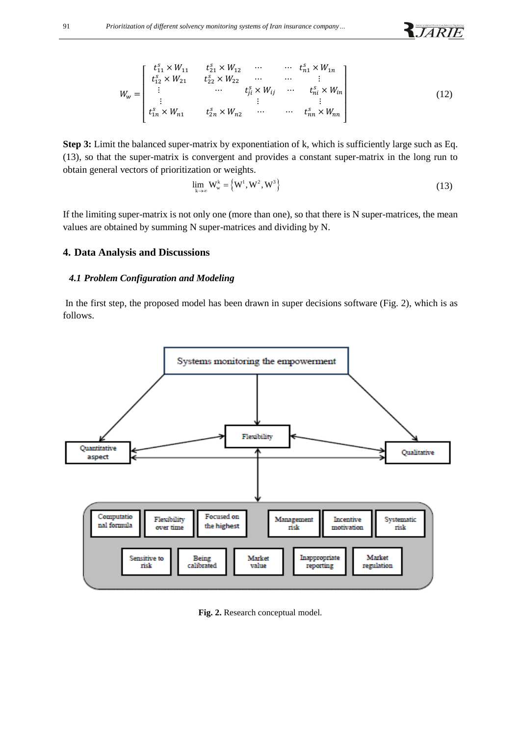$$W_w = \begin{bmatrix} t_{11}^s \times W_{11} & t_{21}^s \times W_{12} & \cdots & \cdots & t_{n1}^s \times W_{1n} \\ t_{12}^s \times W_{21} & t_{22}^s \times W_{22} & \cdots & \cdots & \vdots \\ \vdots & \cdots & t_{ji}^s \times W_{ij} & \cdots & t_{ni}^s \times W_{in} \\ \vdots & & \vdots & & \vdots \\ t_{1n}^s \times W_{n1} & t_{2n}^s \times W_{n2} & \cdots & \cdots & t_{nn}^s \times W_{nn} \end{bmatrix} \tag{12}$$

**Step 3:** Limit the balanced super-matrix by exponentiation of k, which is sufficiently large such as Eq. (13), so that the super-matrix is convergent and provides a constant super-matrix in the long run to obtain general vectors of prioritization or weights.

$$\lim_{k \to \infty} W_w^k = \{W^1, W^2, W^3\} \tag{13}$$

If the limiting super-matrix is not only one (more than one), so that there is N super-matrices, the mean values are obtained by summing N super-matrices and dividing by N.

## 4. Data Analysis and Discussions

### *4.1 Problem Configuration and Modeling*

In the first step, the proposed model has been drawn in super decisions software (Fig. 2), which is as follows.

**Fig. 2.** Research conceptual model.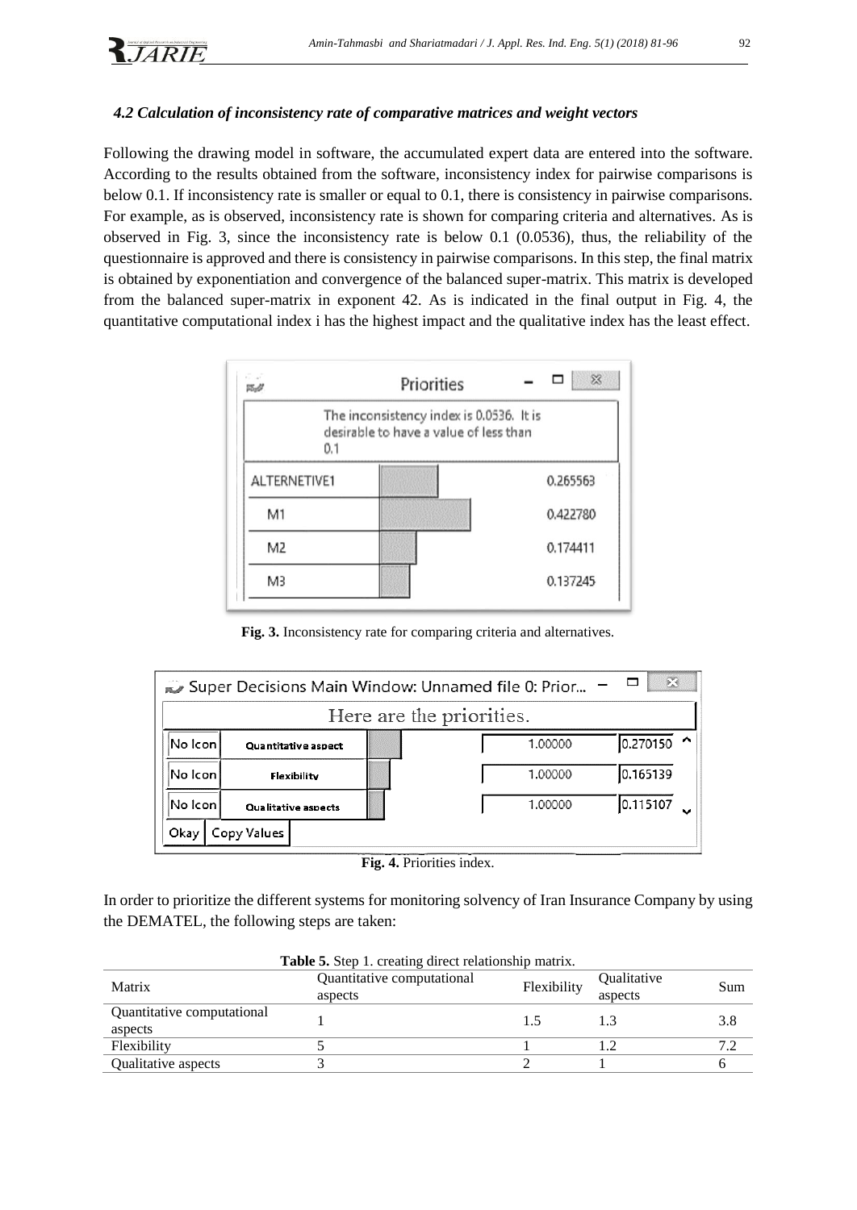### *4.2 Calculation of inconsistency rate of comparative matrices and weight vectors*

Following the drawing model in software, the accumulated expert data are entered into the software. According to the results obtained from the software, inconsistency index for pairwise comparisons is below 0.1. If inconsistency rate is smaller or equal to 0.1, there is consistency in pairwise comparisons. For example, as is observed, inconsistency rate is shown for comparing criteria and alternatives. As is observed in Fig. 3, since the inconsistency rate is below 0.1 (0.0536), thus, the reliability of the questionnaire is approved and there is consistency in pairwise comparisons. In this step, the final matrix is obtained by exponentiation and convergence of the balanced super-matrix. This matrix is developed from the balanced super-matrix in exponent 42. As is indicated in the final output in Fig. 4, the quantitative computational index i has the highest impact and the qualitative index has the least effect.

| Priorities | |
|---|---|
| The inconsistency index is 0.0536. It is desirable to have a value of less than 0.1 | |
| ALTERNETIVE1 | 0.265563 |
| M1 | 0.422780 |
| M2 | 0.174411 |
| M3 | 0.137245 |

**Fig. 3.** Inconsistency rate for comparing criteria and alternatives.

| Here are the priorities. | | | |
|---|---|---|---|
| No Icon | Quantitative aspect | 1.00000 | 0.270150 |
| No Icon | Flexibility | 1.00000 | 0.165139 |
| No Icon | Qualitative aspects | 1.00000 | 0.115107 |

**Fig. 4.** Priorities index.

In order to prioritize the different systems for monitoring solvency of Iran Insurance Company by using the DEMATEL, the following steps are taken:

**Table 5.** Step 1. creating direct relationship matrix.

| Matrix | Quantitative computational aspects | Flexibility | Qualitative aspects | Sum |
|---|---|---|---|---|
| Quantitative computational aspects | 1 | 1.5 | 1.3 | 3.8 |
| Flexibility | 5 | 1 | 1.2 | 7.2 |
| Qualitative aspects | 3 | 2 | 1 | 6 |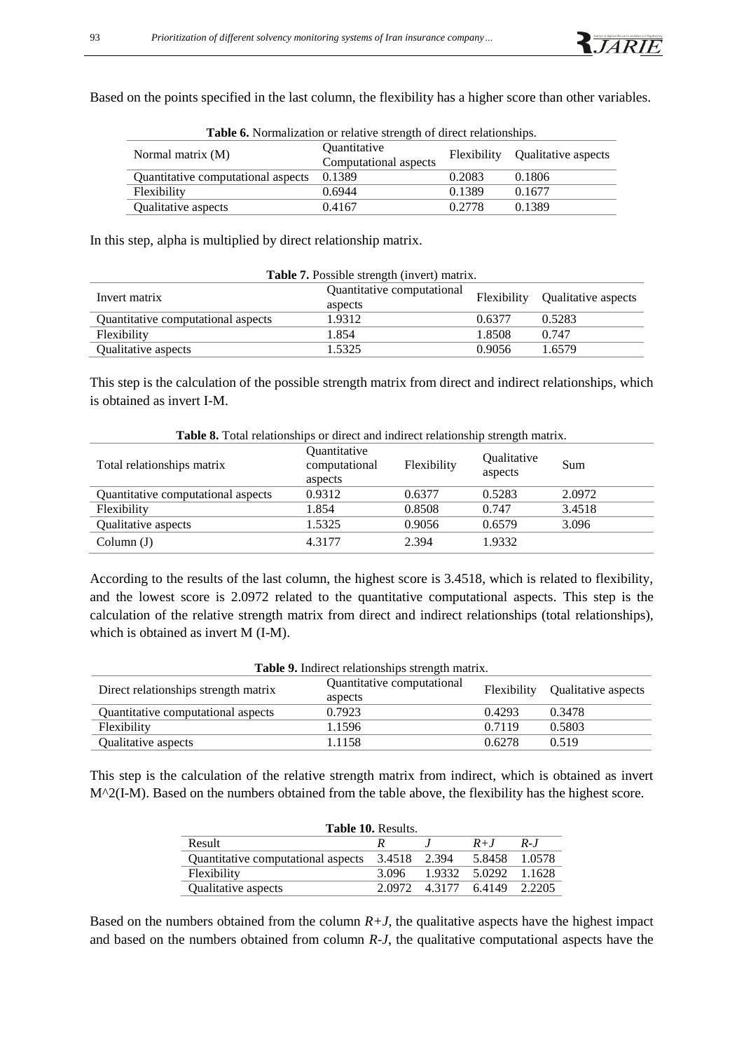Based on the points specified in the last column, the flexibility has a higher score than other variables.

**Table 6.** Normalization or relative strength of direct relationships.

| Normal matrix (M) | Quantitative Computational aspects | Flexibility | Qualitative aspects |
|---|---|---|---|
| Quantitative computational aspects | 0.1389 | 0.2083 | 0.1806 |
| Flexibility | 0.6944 | 0.1389 | 0.1677 |
| Qualitative aspects | 0.4167 | 0.2778 | 0.1389 |

In this step, alpha is multiplied by direct relationship matrix.

**Table 7.** Possible strength (invert) matrix.

| Invert matrix | Quantitative computational aspects | Flexibility | Qualitative aspects |
|---|---|---|---|
| Quantitative computational aspects | 1.9312 | 0.6377 | 0.5283 |
| Flexibility | 1.854 | 1.8508 | 0.747 |
| Qualitative aspects | 1.5325 | 0.9056 | 1.6579 |

This step is the calculation of the possible strength matrix from direct and indirect relationships, which is obtained as invert I-M.

**Table 8.** Total relationships or direct and indirect relationship strength matrix.

| Total relationships matrix | Quantitative computational aspects | Flexibility | Qualitative aspects | Sum |
|---|---|---|---|---|
| Quantitative computational aspects | 0.9312 | 0.6377 | 0.5283 | 2.0972 |
| Flexibility | 1.854 | 0.8508 | 0.747 | 3.4518 |
| Qualitative aspects | 1.5325 | 0.9056 | 0.6579 | 3.096 |
| Column (J) | 4.3177 | 2.394 | 1.9332 | |

According to the results of the last column, the highest score is 3.4518, which is related to flexibility, and the lowest score is 2.0972 related to the quantitative computational aspects. This step is the calculation of the relative strength matrix from direct and indirect relationships (total relationships), which is obtained as invert M (I-M).

**Table 9.** Indirect relationships strength matrix.

| Direct relationships strength matrix | Quantitative computational aspects | Flexibility | Qualitative aspects |
|---|---|---|---|
| Quantitative computational aspects | 0.7923 | 0.4293 | 0.3478 |
| Flexibility | 1.1596 | 0.7119 | 0.5803 |
| Qualitative aspects | 1.1158 | 0.6278 | 0.519 |

This step is the calculation of the relative strength matrix from indirect, which is obtained as invert M^2(I-M). Based on the numbers obtained from the table above, the flexibility has the highest score.

**Table 10.** Results.

| Result | $R$ | $J$ | $R+J$ | $R-J$ |
|---|---|---|---|---|
| Quantitative computational aspects | 3.4518 | 2.394 | 5.8458 | 1.0578 |
| Flexibility | 3.096 | 1.9332 | 5.0292 | 1.1628 |
| Qualitative aspects | 2.0972 | 4.3177 | 6.4149 | 2.2205 |

Based on the numbers obtained from the column $R+J$, the qualitative aspects have the highest impact and based on the numbers obtained from column $R-J$, the qualitative computational aspects have the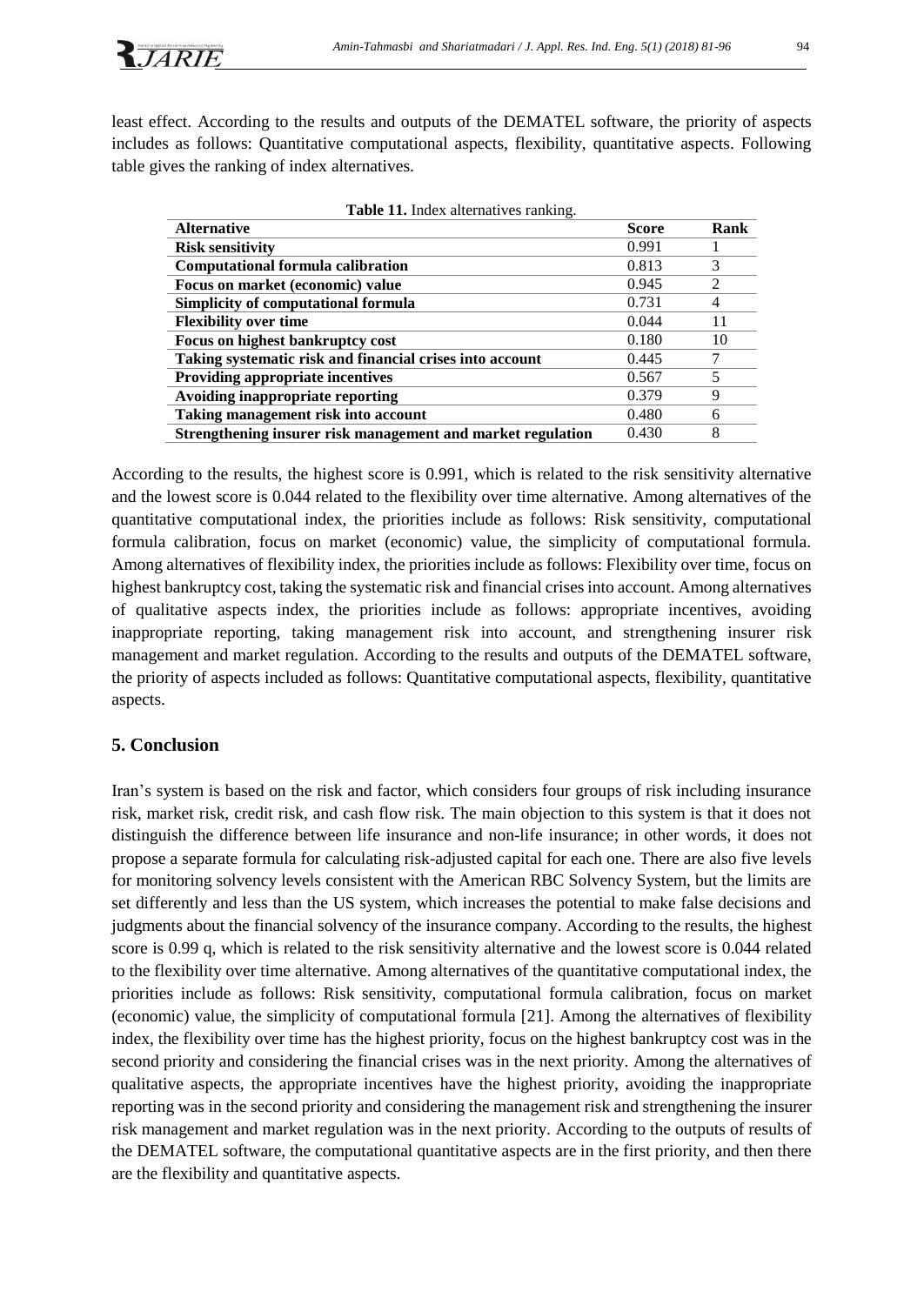least effect. According to the results and outputs of the DEMATEL software, the priority of aspects includes as follows: Quantitative computational aspects, flexibility, quantitative aspects. Following table gives the ranking of index alternatives.

**Table 11.** Index alternatives ranking.

| Alternative | Score | Rank |
|---|---|---|
| **Risk sensitivity** | 0.991 | 1 |
| **Computational formula calibration** | 0.813 | 3 |
| **Focus on market (economic) value** | 0.945 | 2 |
| **Simplicity of computational formula** | 0.731 | 4 |
| **Flexibility over time** | 0.044 | 11 |
| **Focus on highest bankruptcy cost** | 0.180 | 10 |
| **Taking systematic risk and financial crises into account** | 0.445 | 7 |
| **Providing appropriate incentives** | 0.567 | 5 |
| **Avoiding inappropriate reporting** | 0.379 | 9 |
| **Taking management risk into account** | 0.480 | 6 |
| **Strengthening insurer risk management and market regulation** | 0.430 | 8 |

According to the results, the highest score is 0.991, which is related to the risk sensitivity alternative and the lowest score is 0.044 related to the flexibility over time alternative. Among alternatives of the quantitative computational index, the priorities include as follows: Risk sensitivity, computational formula calibration, focus on market (economic) value, the simplicity of computational formula. Among alternatives of flexibility index, the priorities include as follows: Flexibility over time, focus on highest bankruptcy cost, taking the systematic risk and financial crises into account. Among alternatives of qualitative aspects index, the priorities include as follows: appropriate incentives, avoiding inappropriate reporting, taking management risk into account, and strengthening insurer risk management and market regulation. According to the results and outputs of the DEMATEL software, the priority of aspects included as follows: Quantitative computational aspects, flexibility, quantitative aspects.

## 5. Conclusion

Iran's system is based on the risk and factor, which considers four groups of risk including insurance risk, market risk, credit risk, and cash flow risk. The main objection to this system is that it does not distinguish the difference between life insurance and non-life insurance; in other words, it does not propose a separate formula for calculating risk-adjusted capital for each one. There are also five levels for monitoring solvency levels consistent with the American RBC Solvency System, but the limits are set differently and less than the US system, which increases the potential to make false decisions and judgments about the financial solvency of the insurance company. According to the results, the highest score is 0.99 q, which is related to the risk sensitivity alternative and the lowest score is 0.044 related to the flexibility over time alternative. Among alternatives of the quantitative computational index, the priorities include as follows: Risk sensitivity, computational formula calibration, focus on market (economic) value, the simplicity of computational formula [21]. Among the alternatives of flexibility index, the flexibility over time has the highest priority, focus on the highest bankruptcy cost was in the second priority and considering the financial crises was in the next priority. Among the alternatives of qualitative aspects, the appropriate incentives have the highest priority, avoiding the inappropriate reporting was in the second priority and considering the management risk and strengthening the insurer risk management and market regulation was in the next priority. According to the outputs of results of the DEMATEL software, the computational quantitative aspects are in the first priority, and then there are the flexibility and quantitative aspects.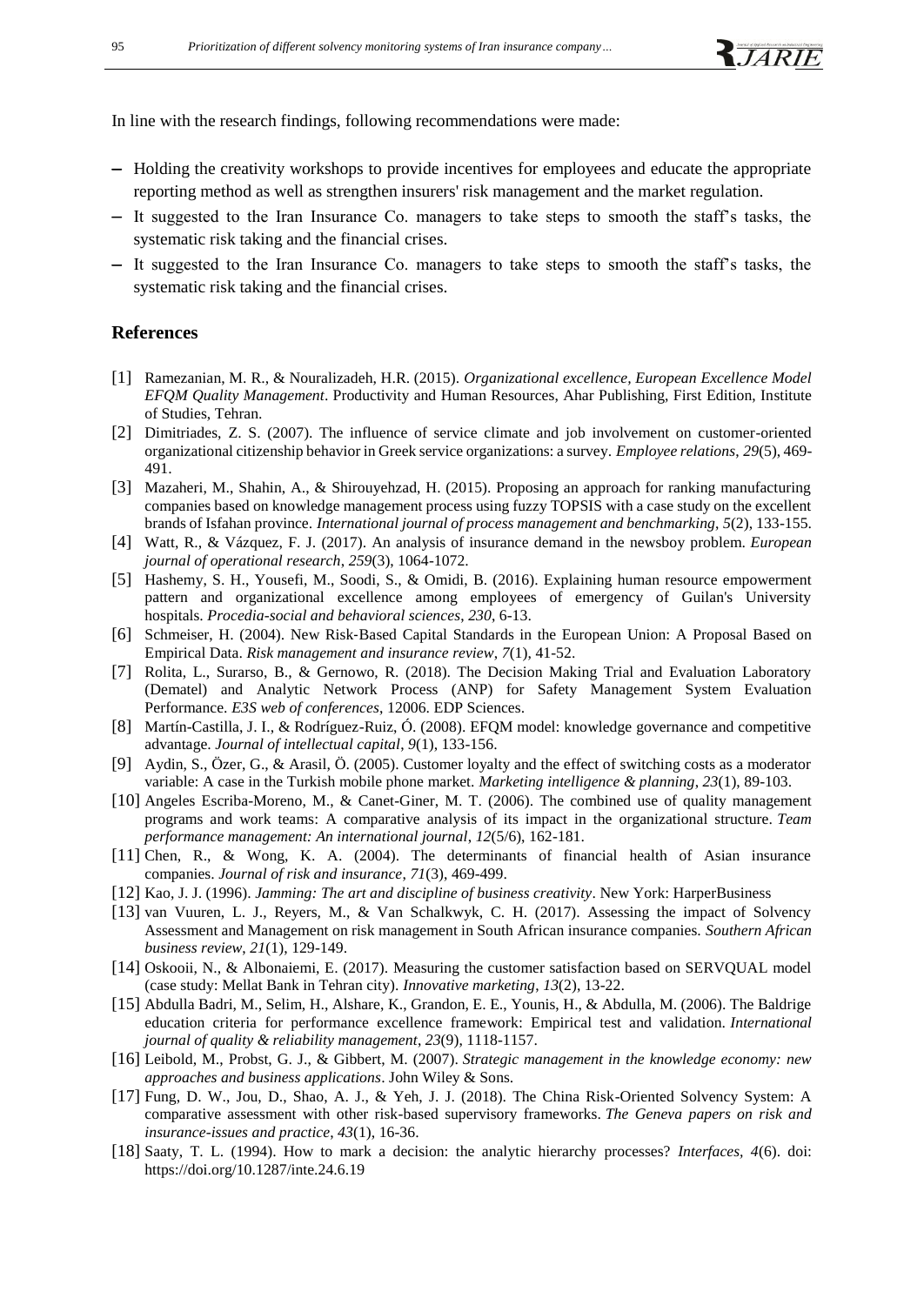In line with the research findings, following recommendations were made:

- Holding the creativity workshops to provide incentives for employees and educate the appropriate reporting method as well as strengthen insurers' risk management and the market regulation.
- It suggested to the Iran Insurance Co. managers to take steps to smooth the staff's tasks, the systematic risk taking and the financial crises.
- It suggested to the Iran Insurance Co. managers to take steps to smooth the staff's tasks, the systematic risk taking and the financial crises.

## References

[1] Ramezanian, M. R., & Nouralizadeh, H.R. (2015). *Organizational excellence, European Excellence Model EFQM Quality Management*. Productivity and Human Resources, Ahar Publishing, First Edition, Institute of Studies, Tehran.

[2] Dimitriades, Z. S. (2007). The influence of service climate and job involvement on customer-oriented organizational citizenship behavior in Greek service organizations: a survey. *Employee relations*, *29*(5), 469-491.

[3] Mazaheri, M., Shahin, A., & Shirouyehzad, H. (2015). Proposing an approach for ranking manufacturing companies based on knowledge management process using fuzzy TOPSIS with a case study on the excellent brands of Isfahan province. *International journal of process management and benchmarking*, *5*(2), 133-155.

[4] Watt, R., & Vázquez, F. J. (2017). An analysis of insurance demand in the newsboy problem. *European journal of operational research*, *259*(3), 1064-1072.

[5] Hashemy, S. H., Yousefi, M., Soodi, S., & Omidi, B. (2016). Explaining human resource empowerment pattern and organizational excellence among employees of emergency of Guilan's University hospitals. *Procedia-social and behavioral sciences*, *230*, 6-13.

[6] Schmeiser, H. (2004). New Risk‐Based Capital Standards in the European Union: A Proposal Based on Empirical Data. *Risk management and insurance review*, *7*(1), 41-52.

[7] Rolita, L., Surarso, B., & Gernowo, R. (2018). The Decision Making Trial and Evaluation Laboratory (Dematel) and Analytic Network Process (ANP) for Safety Management System Evaluation Performance. *E3S web of conferences*, 12006. EDP Sciences.

[8] Martín-Castilla, J. I., & Rodríguez-Ruiz, Ó. (2008). EFQM model: knowledge governance and competitive advantage. *Journal of intellectual capital*, *9*(1), 133-156.

[9] Aydin, S., Özer, G., & Arasil, Ö. (2005). Customer loyalty and the effect of switching costs as a moderator variable: A case in the Turkish mobile phone market. *Marketing intelligence & planning*, *23*(1), 89-103.

[10] Angeles Escriba-Moreno, M., & Canet-Giner, M. T. (2006). The combined use of quality management programs and work teams: A comparative analysis of its impact in the organizational structure. *Team performance management: An international journal*, *12*(5/6), 162-181.

[11] Chen, R., & Wong, K. A. (2004). The determinants of financial health of Asian insurance companies. *Journal of risk and insurance*, *71*(3), 469-499.

[12] Kao, J. J. (1996). *Jamming: The art and discipline of business creativity*. New York: HarperBusiness

[13] van Vuuren, L. J., Reyers, M., & Van Schalkwyk, C. H. (2017). Assessing the impact of Solvency Assessment and Management on risk management in South African insurance companies. *Southern African business review*, *21*(1), 129-149.

[14] Oskooii, N., & Albonaiemi, E. (2017). Measuring the customer satisfaction based on SERVQUAL model (case study: Mellat Bank in Tehran city). *Innovative marketing*, *13*(2), 13-22.

[15] Abdulla Badri, M., Selim, H., Alshare, K., Grandon, E. E., Younis, H., & Abdulla, M. (2006). The Baldrige education criteria for performance excellence framework: Empirical test and validation. *International journal of quality & reliability management*, *23*(9), 1118-1157.

[16] Leibold, M., Probst, G. J., & Gibbert, M. (2007). *Strategic management in the knowledge economy: new approaches and business applications*. John Wiley & Sons.

[17] Fung, D. W., Jou, D., Shao, A. J., & Yeh, J. J. (2018). The China Risk-Oriented Solvency System: A comparative assessment with other risk-based supervisory frameworks. *The Geneva papers on risk and insurance-issues and practice*, *43*(1), 16-36.

[18] Saaty, T. L. (1994). How to mark a decision: the analytic hierarchy processes? *Interfaces*, *4*(6). doi: https://doi.org/10.1287/inte.24.6.19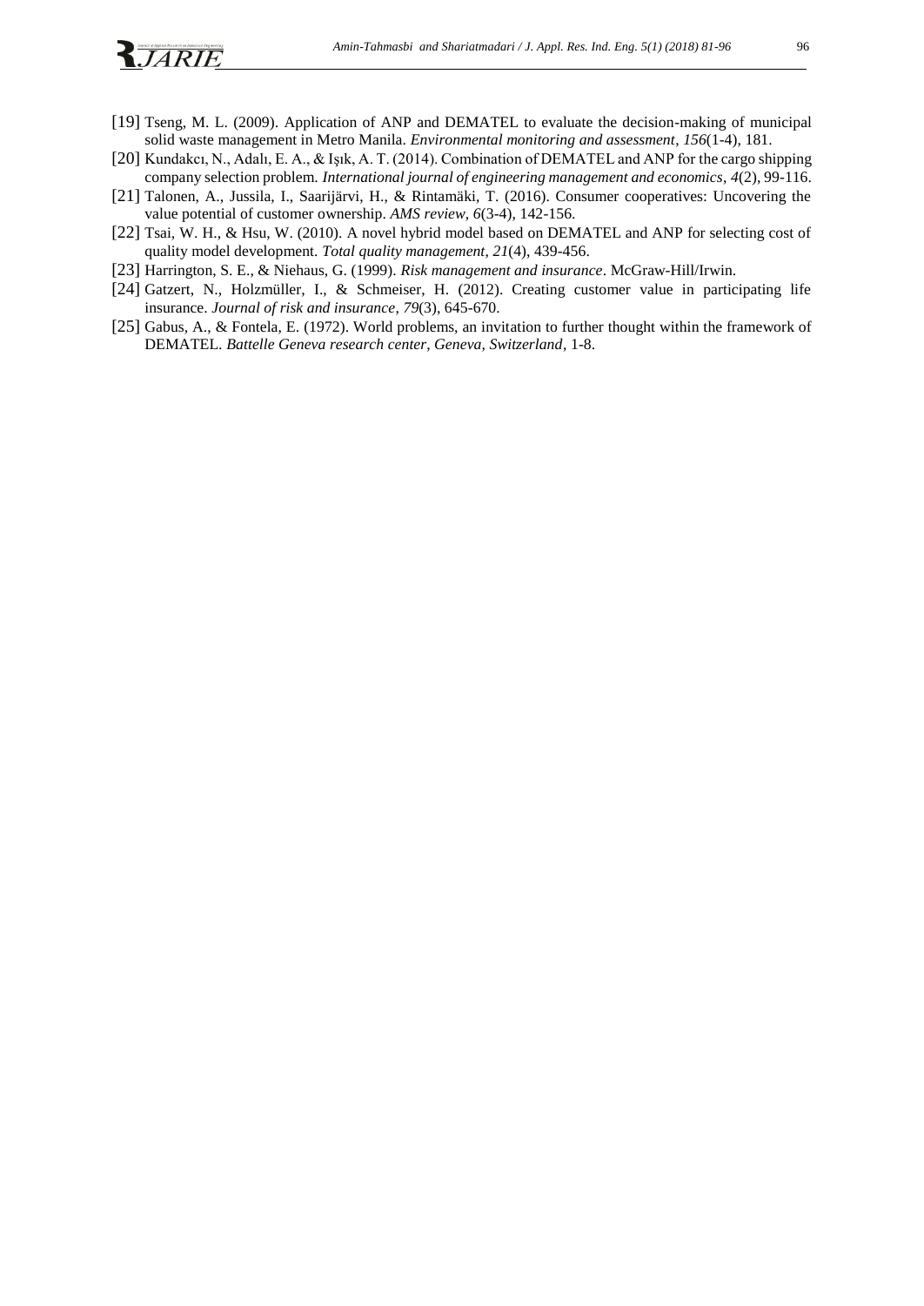[19] Tseng, M. L. (2009). Application of ANP and DEMATEL to evaluate the decision-making of municipal solid waste management in Metro Manila. *Environmental monitoring and assessment*, *156*(1-4), 181.

[20] Kundakcı, N., Adalı, E. A., & Işık, A. T. (2014). Combination of DEMATEL and ANP for the cargo shipping company selection problem. *International journal of engineering management and economics*, *4*(2), 99-116.

[21] Talonen, A., Jussila, I., Saarijärvi, H., & Rintamäki, T. (2016). Consumer cooperatives: Uncovering the value potential of customer ownership. *AMS review*, *6*(3-4), 142-156.

[22] Tsai, W. H., & Hsu, W. (2010). A novel hybrid model based on DEMATEL and ANP for selecting cost of quality model development. *Total quality management*, *21*(4), 439-456.

[23] Harrington, S. E., & Niehaus, G. (1999). *Risk management and insurance*. McGraw-Hill/Irwin.

[24] Gatzert, N., Holzmüller, I., & Schmeiser, H. (2012). Creating customer value in participating life insurance. *Journal of risk and insurance*, *79*(3), 645-670.

[25] Gabus, A., & Fontela, E. (1972). World problems, an invitation to further thought within the framework of DEMATEL. *Battelle Geneva research center, Geneva, Switzerland*, 1-8.